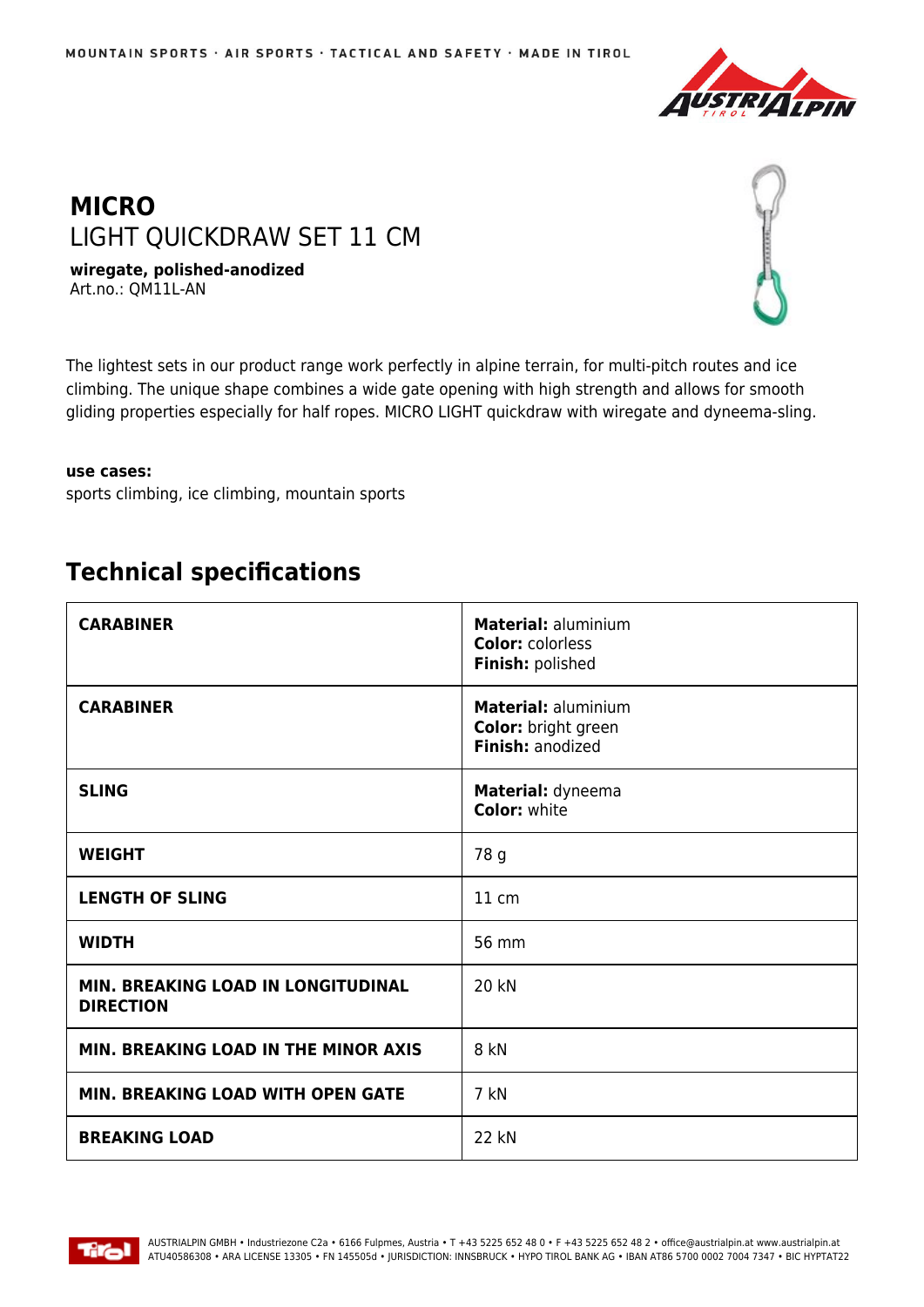# MICRO

## LIGHT QUICKDRAW SET 11 CM

**wiregate, polished-anodized**
Art.no.: QM11L-AN

The lightest sets in our product range work perfectly in alpine terrain, for multi-pitch routes and ice climbing. The unique shape combines a wide gate opening with high strength and allows for smooth gliding properties especially for half ropes. MICRO LIGHT quickdraw with wiregate and dyneema-sling.

**use cases:**
sports climbing, ice climbing, mountain sports

## Technical specifications

| | |
|---|---|
| **CARABINER** | **Material:** aluminium<br>**Color:** colorless<br>**Finish:** polished |
| **CARABINER** | **Material:** aluminium<br>**Color:** bright green<br>**Finish:** anodized |
| **SLING** | **Material:** dyneema<br>**Color:** white |
| **WEIGHT** | 78 g |
| **LENGTH OF SLING** | 11 cm |
| **WIDTH** | 56 mm |
| **MIN. BREAKING LOAD IN LONGITUDINAL DIRECTION** | 20 kN |
| **MIN. BREAKING LOAD IN THE MINOR AXIS** | 8 kN |
| **MIN. BREAKING LOAD WITH OPEN GATE** | 7 kN |
| **BREAKING LOAD** | 22 kN |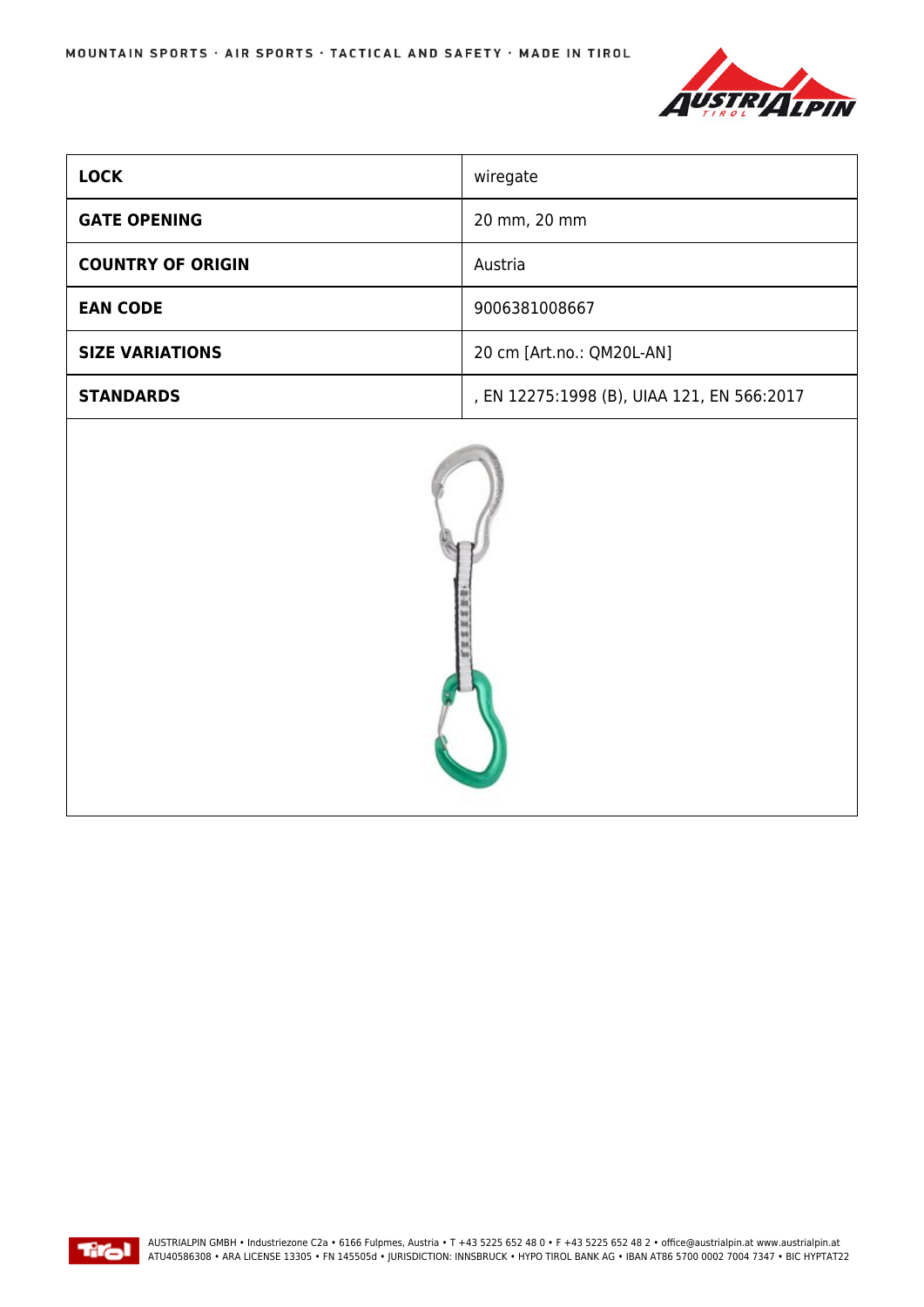| | |
|---|---|
| **LOCK** | wiregate |
| **GATE OPENING** | 20 mm, 20 mm |
| **COUNTRY OF ORIGIN** | Austria |
| **EAN CODE** | 9006381008667 |
| **SIZE VARIATIONS** | 20 cm [Art.no.: QM20L-AN] |
| **STANDARDS** | , EN 12275:1998 (B), UIAA 121, EN 566:2017 |